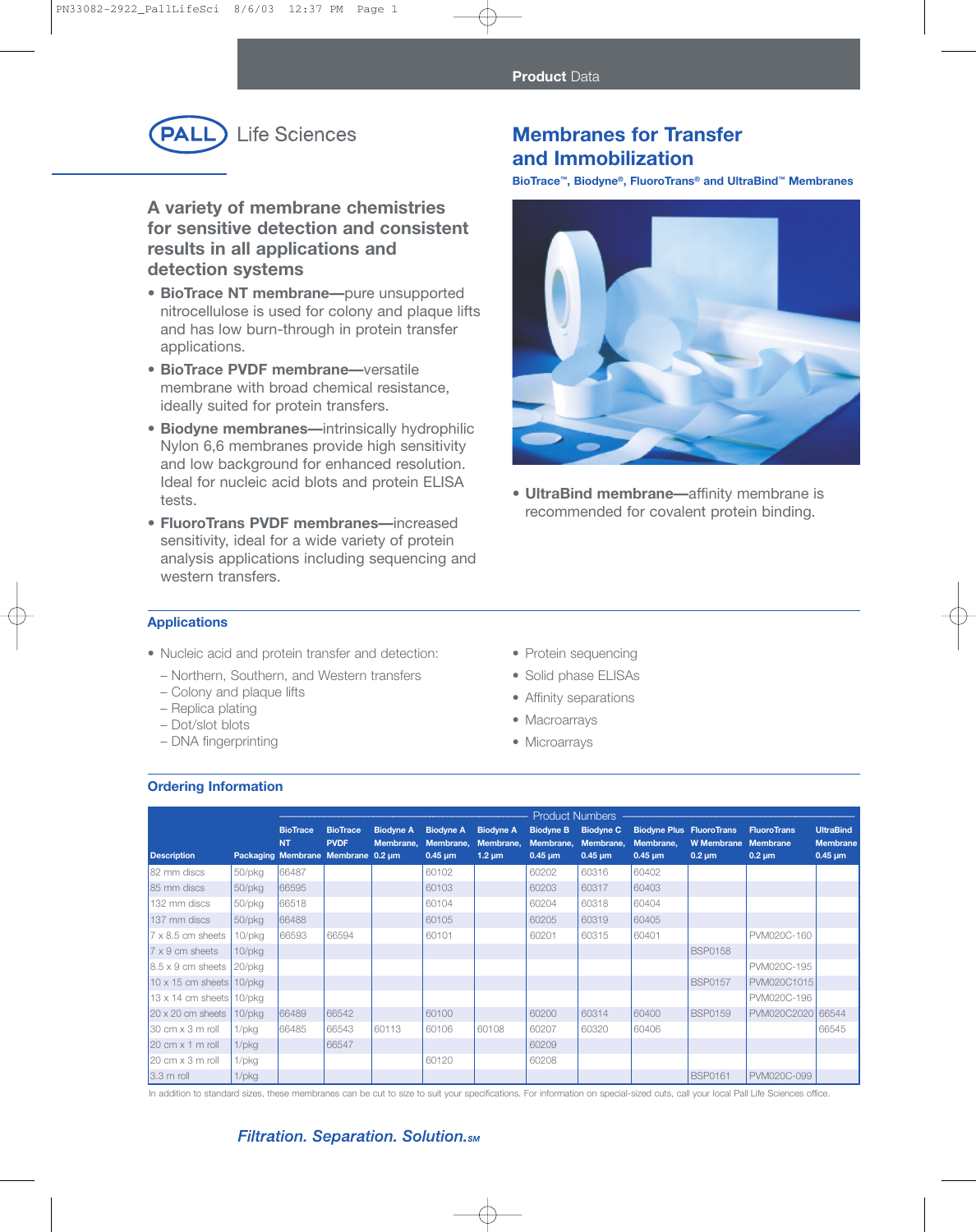Product Data

PALL Life Sciences

# Membranes for Transfer and Immobilization

**BioTrace™, Biodyne®, FluoroTrans® and UltraBind™ Membranes**

## A variety of membrane chemistries for sensitive detection and consistent results in all applications and detection systems

- **BioTrace NT membrane—**pure unsupported nitrocellulose is used for colony and plaque lifts and has low burn-through in protein transfer applications.
- **BioTrace PVDF membrane—**versatile membrane with broad chemical resistance, ideally suited for protein transfers.
- **Biodyne membranes—**intrinsically hydrophilic Nylon 6,6 membranes provide high sensitivity and low background for enhanced resolution. Ideal for nucleic acid blots and protein ELISA tests.
- **FluoroTrans PVDF membranes—**increased sensitivity, ideal for a wide variety of protein analysis applications including sequencing and western transfers.
- **UltraBind membrane—**affinity membrane is recommended for covalent protein binding.

## Applications

- Nucleic acid and protein transfer and detection:
  - Northern, Southern, and Western transfers
  - Colony and plaque lifts
  - Replica plating
  - Dot/slot blots
  - DNA fingerprinting
- Protein sequencing
- Solid phase ELISAs
- Affinity separations
- Macroarrays
- Microarrays

## Ordering Information

| | | Product Numbers | | | | | | | | | | |
|---|---|---|---|---|---|---|---|---|---|---|---|---|
| **Description** | **Packaging** | **BioTrace NT Membrane** | **BioTrace PVDF Membrane** | **Biodyne A Membrane, 0.2 µm** | **Biodyne A Membrane, 0.45 µm** | **Biodyne A Membrane, 1.2 µm** | **Biodyne B Membrane, 0.45 µm** | **Biodyne C Membrane, 0.45 µm** | **Biodyne Plus Membrane, 0.45 µm** | **FluoroTrans W Membrane 0.2 µm** | **FluoroTrans Membrane 0.2 µm** | **UltraBind Membrane 0.45 µm** |
| 82 mm discs | 50/pkg | 66487 | | | 60102 | | 60202 | 60316 | 60402 | | | |
| 85 mm discs | 50/pkg | 66595 | | | 60103 | | 60203 | 60317 | 60403 | | | |
| 132 mm discs | 50/pkg | 66518 | | | 60104 | | 60204 | 60318 | 60404 | | | |
| 137 mm discs | 50/pkg | 66488 | | | 60105 | | 60205 | 60319 | 60405 | | | |
| 7 x 8.5 cm sheets | 10/pkg | 66593 | 66594 | | 60101 | | 60201 | 60315 | 60401 | | PVM020C-160 | |
| 7 x 9 cm sheets | 10/pkg | | | | | | | | | BSP0158 | | |
| 8.5 x 9 cm sheets | 20/pkg | | | | | | | | | | PVM020C-195 | |
| 10 x 15 cm sheets | 10/pkg | | | | | | | | | BSP0157 | PVM020C1015 | |
| 13 x 14 cm sheets | 10/pkg | | | | | | | | | | PVM020C-196 | |
| 20 x 20 cm sheets | 10/pkg | 66489 | 66542 | | 60100 | | 60200 | 60314 | 60400 | BSP0159 | PVM020C2020 | 66544 |
| 30 cm x 3 m roll | 1/pkg | 66485 | 66543 | 60113 | 60106 | 60108 | 60207 | 60320 | 60406 | | | 66545 |
| 20 cm x 1 m roll | 1/pkg | | 66547 | | | | 60209 | | | | | |
| 20 cm x 3 m roll | 1/pkg | | | | 60120 | | 60208 | | | | | |
| 3.3 m roll | 1/pkg | | | | | | | | | BSP0161 | PVM020C-099 | |

In addition to standard sizes, these membranes can be cut to size to suit your specifications. For information on special-sized cuts, call your local Pall Life Sciences office.

*Filtration. Separation. Solution.* SM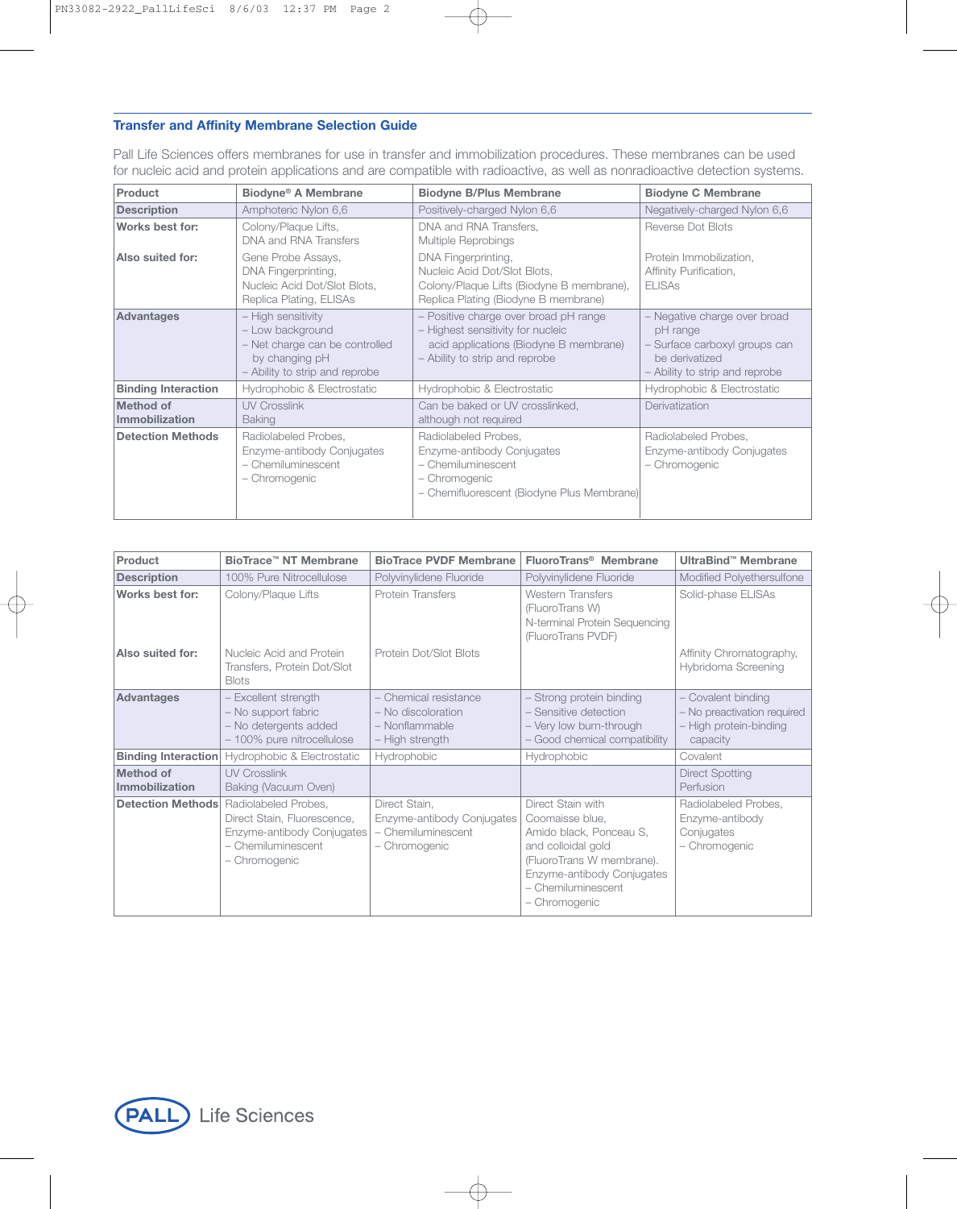## Transfer and Affinity Membrane Selection Guide

Pall Life Sciences offers membranes for use in transfer and immobilization procedures. These membranes can be used for nucleic acid and protein applications and are compatible with radioactive, as well as nonradioactive detection systems.

| Product | Biodyne® A Membrane | Biodyne B/Plus Membrane | Biodyne C Membrane |
|---|---|---|---|
| **Description** | Amphoteric Nylon 6,6 | Positively-charged Nylon 6,6 | Negatively-charged Nylon 6,6 |
| **Works best for:** | Colony/Plaque Lifts, DNA and RNA Transfers | DNA and RNA Transfers, Multiple Reprobings | Reverse Dot Blots |
| **Also suited for:** | Gene Probe Assays, DNA Fingerprinting, Nucleic Acid Dot/Slot Blots, Replica Plating, ELISAs | DNA Fingerprinting, Nucleic Acid Dot/Slot Blots, Colony/Plaque Lifts (Biodyne B membrane), Replica Plating (Biodyne B membrane) | Protein Immobilization, Affinity Purification, ELISAs |
| **Advantages** | – High sensitivity<br>– Low background<br>– Net charge can be controlled by changing pH<br>– Ability to strip and reprobe | – Positive charge over broad pH range<br>– Highest sensitivity for nucleic acid applications (Biodyne B membrane)<br>– Ability to strip and reprobe | – Negative charge over broad pH range<br>– Surface carboxyl groups can be derivatized<br>– Ability to strip and reprobe |
| **Binding Interaction** | Hydrophobic & Electrostatic | Hydrophobic & Electrostatic | Hydrophobic & Electrostatic |
| **Method of Immobilization** | UV Crosslink<br>Baking | Can be baked or UV crosslinked, although not required | Derivatization |
| **Detection Methods** | Radiolabeled Probes,<br>Enzyme-antibody Conjugates<br>– Chemiluminescent<br>– Chromogenic | Radiolabeled Probes,<br>Enzyme-antibody Conjugates<br>– Chemiluminescent<br>– Chromogenic<br>– Chemifluorescent (Biodyne Plus Membrane) | Radiolabeled Probes,<br>Enzyme-antibody Conjugates<br>– Chromogenic |

| Product | BioTrace™ NT Membrane | BioTrace PVDF Membrane | FluoroTrans® Membrane | UltraBind™ Membrane |
|---|---|---|---|---|
| **Description** | 100% Pure Nitrocellulose | Polyvinylidene Fluoride | Polyvinylidene Fluoride | Modified Polyethersulfone |
| **Works best for:** | Colony/Plaque Lifts | Protein Transfers | Western Transfers (FluoroTrans W)<br>N-terminal Protein Sequencing (FluoroTrans PVDF) | Solid-phase ELISAs |
| **Also suited for:** | Nucleic Acid and Protein Transfers, Protein Dot/Slot Blots | Protein Dot/Slot Blots | | Affinity Chromatography, Hybridoma Screening |
| **Advantages** | – Excellent strength<br>– No support fabric<br>– No detergents added<br>– 100% pure nitrocellulose | – Chemical resistance<br>– No discoloration<br>– Nonflammable<br>– High strength | – Strong protein binding<br>– Sensitive detection<br>– Very low burn-through<br>– Good chemical compatibility | – Covalent binding<br>– No preactivation required<br>– High protein-binding capacity |
| **Binding Interaction** | Hydrophobic & Electrostatic | Hydrophobic | Hydrophobic | Covalent |
| **Method of Immobilization** | UV Crosslink<br>Baking (Vacuum Oven) | | | Direct Spotting<br>Perfusion |
| **Detection Methods** | Radiolabeled Probes,<br>Direct Stain, Fluorescence,<br>Enzyme-antibody Conjugates<br>– Chemiluminescent<br>– Chromogenic | Direct Stain,<br>Enzyme-antibody Conjugates<br>– Chemiluminescent<br>– Chromogenic | Direct Stain with Coomaisse blue, Amido black, Ponceau S, and colloidal gold (FluoroTrans W membrane).<br>Enzyme-antibody Conjugates<br>– Chemiluminescent<br>– Chromogenic | Radiolabeled Probes,<br>Enzyme-antibody Conjugates<br>– Chromogenic |

PALL Life Sciences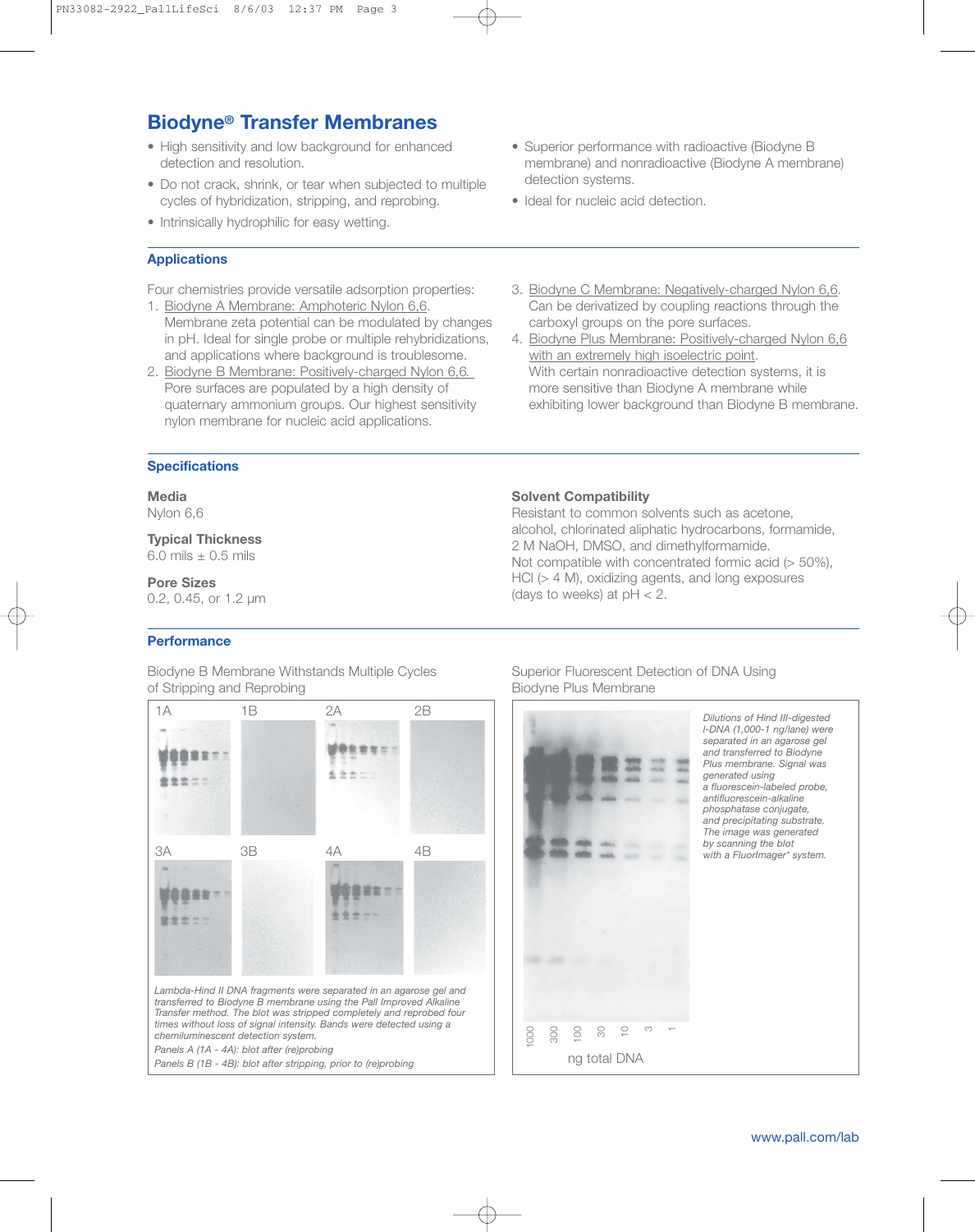# Biodyne® Transfer Membranes

- High sensitivity and low background for enhanced detection and resolution.
- Do not crack, shrink, or tear when subjected to multiple cycles of hybridization, stripping, and reprobing.
- Intrinsically hydrophilic for easy wetting.
- Superior performance with radioactive (Biodyne B membrane) and nonradioactive (Biodyne A membrane) detection systems.
- Ideal for nucleic acid detection.

## Applications

Four chemistries provide versatile adsorption properties:

1. Biodyne A Membrane: Amphoteric Nylon 6,6.
   Membrane zeta potential can be modulated by changes in pH. Ideal for single probe or multiple rehybridizations, and applications where background is troublesome.
2. Biodyne B Membrane: Positively-charged Nylon 6,6.
   Pore surfaces are populated by a high density of quaternary ammonium groups. Our highest sensitivity nylon membrane for nucleic acid applications.
3. Biodyne C Membrane: Negatively-charged Nylon 6,6.
   Can be derivatized by coupling reactions through the carboxyl groups on the pore surfaces.
4. Biodyne Plus Membrane: Positively-charged Nylon 6,6 with an extremely high isoelectric point.
   With certain nonradioactive detection systems, it is more sensitive than Biodyne A membrane while exhibiting lower background than Biodyne B membrane.

## Specifications

**Media**
Nylon 6,6

**Typical Thickness**
6.0 mils ± 0.5 mils

**Pore Sizes**
0.2, 0.45, or 1.2 µm

**Solvent Compatibility**
Resistant to common solvents such as acetone, alcohol, chlorinated aliphatic hydrocarbons, formamide, 2 M NaOH, DMSO, and dimethylformamide.
Not compatible with concentrated formic acid (> 50%), HCl (> 4 M), oxidizing agents, and long exposures (days to weeks) at pH < 2.

## Performance

Biodyne B Membrane Withstands Multiple Cycles of Stripping and Reprobing

1A 1B 2A 2B

3A 3B 4A 4B

*Lambda-Hind II DNA fragments were separated in an agarose gel and transferred to Biodyne B membrane using the Pall Improved Alkaline Transfer method. The blot was stripped completely and reprobed four times without loss of signal intensity. Bands were detected using a chemiluminescent detection system.*

*Panels A (1A - 4A): blot after (re)probing*

*Panels B (1B - 4B): blot after stripping, prior to (re)probing*

Superior Fluorescent Detection of DNA Using Biodyne Plus Membrane

1000 300 100 30 10 3 1

ng total DNA

*Dilutions of Hind III-digested l-DNA (1,000-1 ng/lane) were separated in an agarose gel and transferred to Biodyne Plus membrane. Signal was generated using a fluorescein-labeled probe, antifluorescein-alkaline phosphatase conjugate, and precipitating substrate. The image was generated by scanning the blot with a FluorImager\* system.*

www.pall.com/lab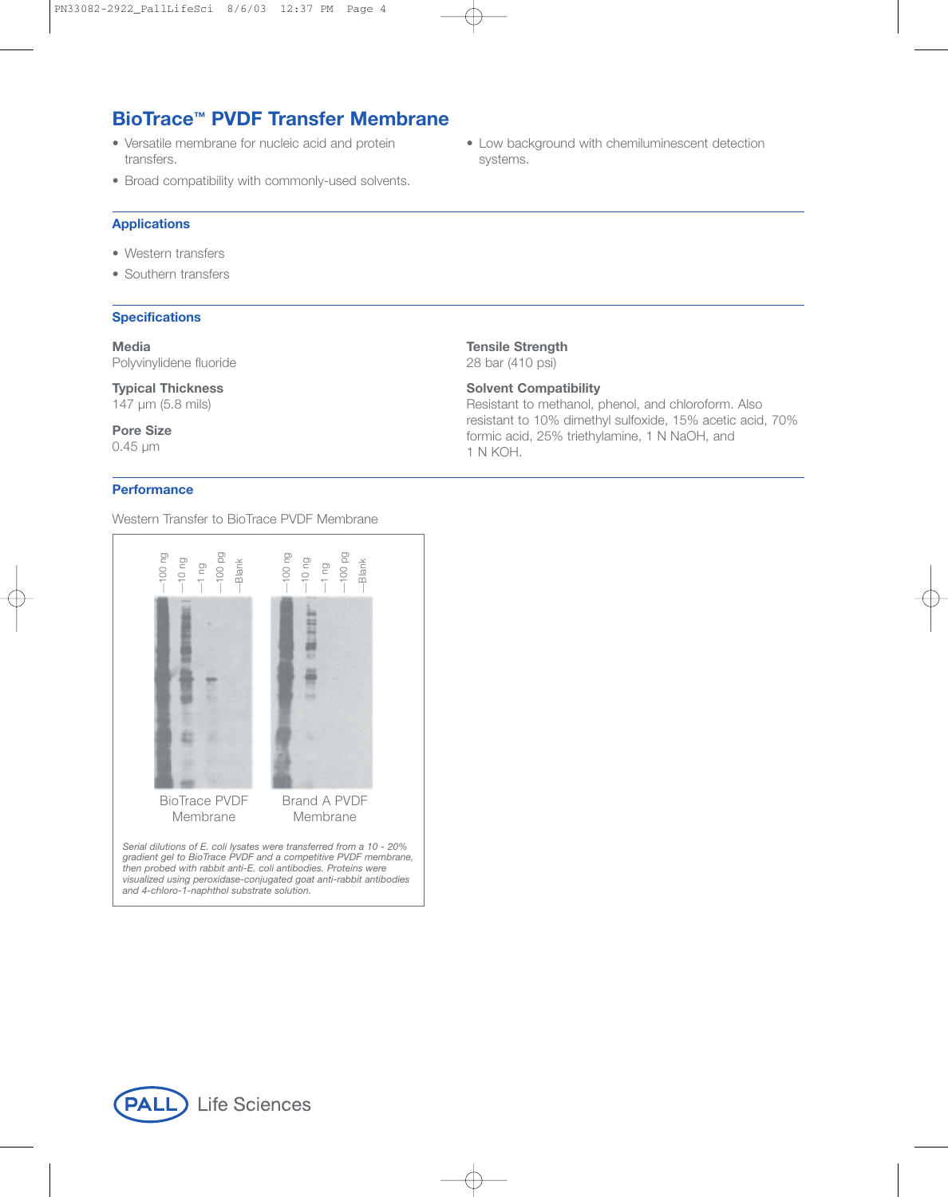# BioTrace™ PVDF Transfer Membrane

- Versatile membrane for nucleic acid and protein transfers.
- Broad compatibility with commonly-used solvents.
- Low background with chemiluminescent detection systems.

## Applications

- Western transfers
- Southern transfers

## Specifications

**Media**
Polyvinylidene fluoride

**Typical Thickness**
147 µm (5.8 mils)

**Pore Size**
0.45 µm

**Tensile Strength**
28 bar (410 psi)

**Solvent Compatibility**
Resistant to methanol, phenol, and chloroform. Also resistant to 10% dimethyl sulfoxide, 15% acetic acid, 70% formic acid, 25% triethylamine, 1 N NaOH, and 1 N KOH.

## Performance

Western Transfer to BioTrace PVDF Membrane

100 ng | 10 ng | 1 ng | 100 pg | Blank — 100 ng | 10 ng | 1 ng | 100 pg | Blank

BioTrace PVDF Membrane — Brand A PVDF Membrane

*Serial dilutions of E. coli lysates were transferred from a 10 - 20% gradient gel to BioTrace PVDF and a competitive PVDF membrane, then probed with rabbit anti-E. coli antibodies. Proteins were visualized using peroxidase-conjugated goat anti-rabbit antibodies and 4-chloro-1-naphthol substrate solution.*

PALL Life Sciences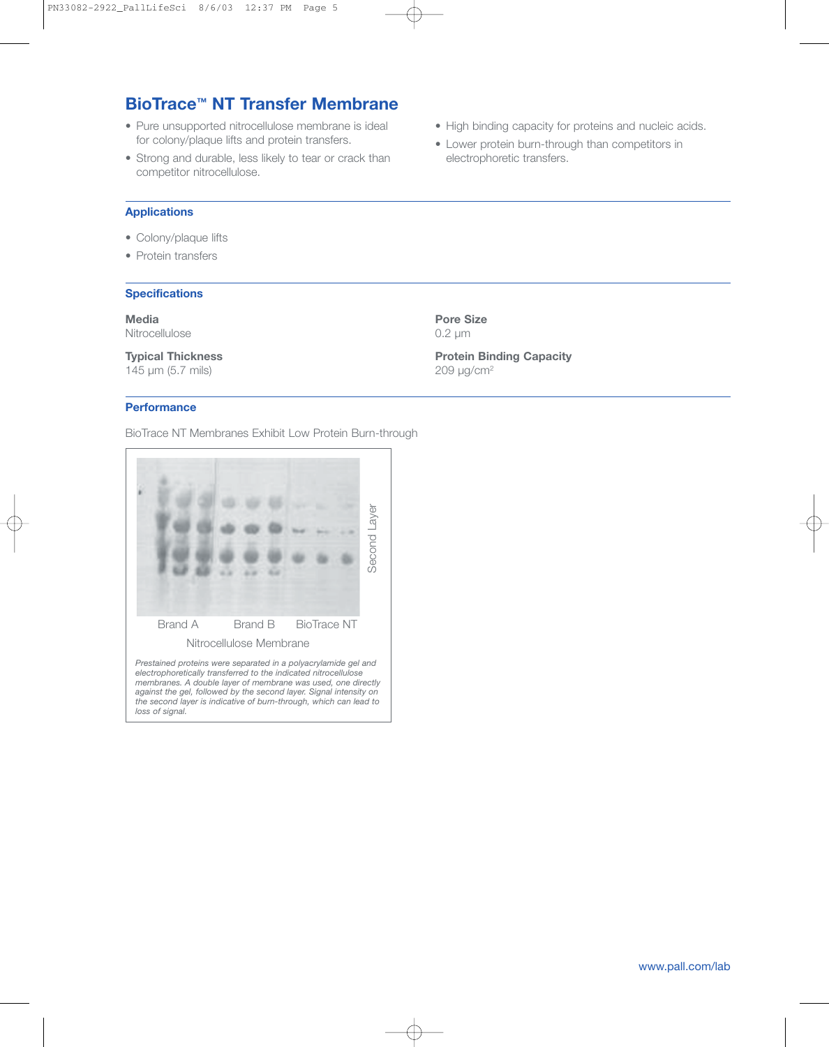## BioTrace™ NT Transfer Membrane

- Pure unsupported nitrocellulose membrane is ideal for colony/plaque lifts and protein transfers.
- Strong and durable, less likely to tear or crack than competitor nitrocellulose.
- High binding capacity for proteins and nucleic acids.
- Lower protein burn-through than competitors in electrophoretic transfers.

### Applications

- Colony/plaque lifts
- Protein transfers

### Specifications

**Media**
Nitrocellulose

**Typical Thickness**
145 µm (5.7 mils)

**Pore Size**
0.2 µm

**Protein Binding Capacity**
209 µg/cm$^2$

### Performance

BioTrace NT Membranes Exhibit Low Protein Burn-through

Second Layer

Brand A Brand B BioTrace NT

Nitrocellulose Membrane

*Prestained proteins were separated in a polyacrylamide gel and electrophoretically transferred to the indicated nitrocellulose membranes. A double layer of membrane was used, one directly against the gel, followed by the second layer. Signal intensity on the second layer is indicative of burn-through, which can lead to loss of signal.*

www.pall.com/lab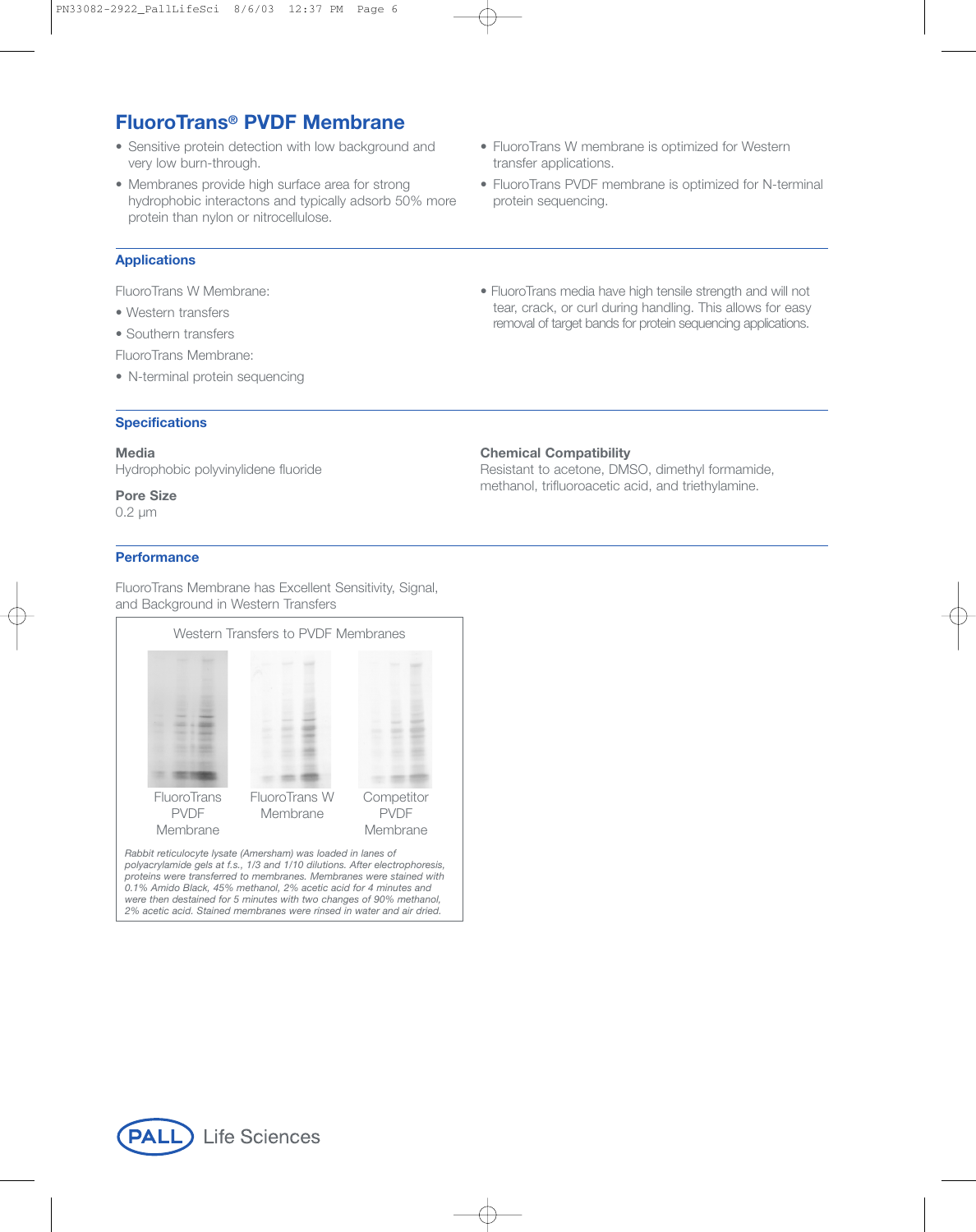## FluoroTrans® PVDF Membrane

- Sensitive protein detection with low background and very low burn-through.
- Membranes provide high surface area for strong hydrophobic interactons and typically adsorb 50% more protein than nylon or nitrocellulose.
- FluoroTrans W membrane is optimized for Western transfer applications.
- FluoroTrans PVDF membrane is optimized for N-terminal protein sequencing.

### Applications

FluoroTrans W Membrane:

- Western transfers
- Southern transfers

FluoroTrans Membrane:

- N-terminal protein sequencing

- FluoroTrans media have high tensile strength and will not tear, crack, or curl during handling. This allows for easy removal of target bands for protein sequencing applications.

### Specifications

**Media**
Hydrophobic polyvinylidene fluoride

**Pore Size**
0.2 µm

**Chemical Compatibility**
Resistant to acetone, DMSO, dimethyl formamide, methanol, trifluoroacetic acid, and triethylamine.

### Performance

FluoroTrans Membrane has Excellent Sensitivity, Signal, and Background in Western Transfers

Western Transfers to PVDF Membranes

FluoroTrans PVDF Membrane | FluoroTrans W Membrane | Competitor PVDF Membrane

*Rabbit reticulocyte lysate (Amersham) was loaded in lanes of polyacrylamide gels at f.s., 1/3 and 1/10 dilutions. After electrophoresis, proteins were transferred to membranes. Membranes were stained with 0.1% Amido Black, 45% methanol, 2% acetic acid for 4 minutes and were then destained for 5 minutes with two changes of 90% methanol, 2% acetic acid. Stained membranes were rinsed in water and air dried.*

PALL Life Sciences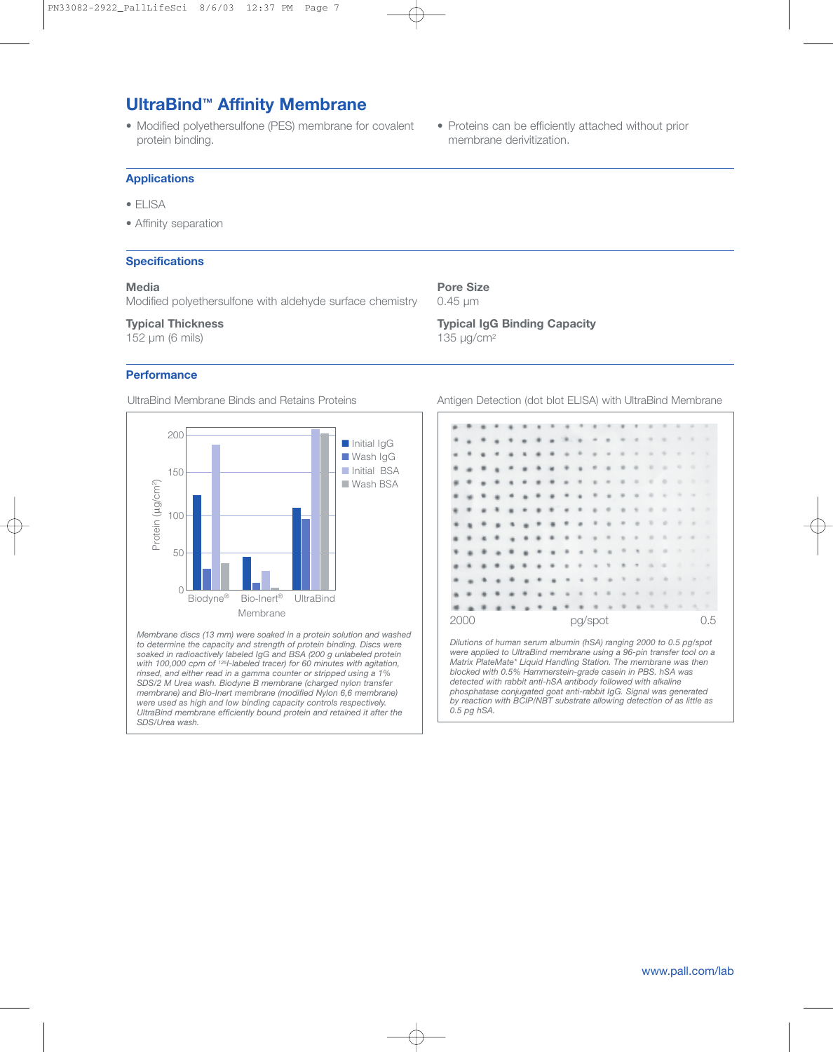# UltraBind™ Affinity Membrane

- Modified polyethersulfone (PES) membrane for covalent protein binding.
- Proteins can be efficiently attached without prior membrane derivitization.

## Applications

- ELISA
- Affinity separation

## Specifications

**Media**
Modified polyethersulfone with aldehyde surface chemistry

**Typical Thickness**
152 µm (6 mils)

**Pore Size**
0.45 µm

**Typical IgG Binding Capacity**
135 µg/cm$^2$

## Performance

UltraBind Membrane Binds and Retains Proteins

Membrane discs (13 mm) were soaked in a protein solution and washed to determine the capacity and strength of protein binding. Discs were soaked in radioactively labeled IgG and BSA (200 g unlabeled protein with 100,000 cpm of $^{125}$I-labeled tracer) for 60 minutes with agitation, rinsed, and either read in a gamma counter or stripped using a 1% SDS/2 M Urea wash. Biodyne B membrane (charged nylon transfer membrane) and Bio-Inert membrane (modified Nylon 6,6 membrane) were used as high and low binding capacity controls respectively. UltraBind membrane efficiently bound protein and retained it after the SDS/Urea wash.

Antigen Detection (dot blot ELISA) with UltraBind Membrane

Dilutions of human serum albumin (hSA) ranging 2000 to 0.5 pg/spot were applied to UltraBind membrane using a 96-pin transfer tool on a Matrix PlateMate* Liquid Handling Station. The membrane was then blocked with 0.5% Hammerstein-grade casein in PBS. hSA was detected with rabbit anti-hSA antibody followed with alkaline phosphatase conjugated goat anti-rabbit IgG. Signal was generated by reaction with BCIP/NBT substrate allowing detection of as little as 0.5 pg hSA.

www.pall.com/lab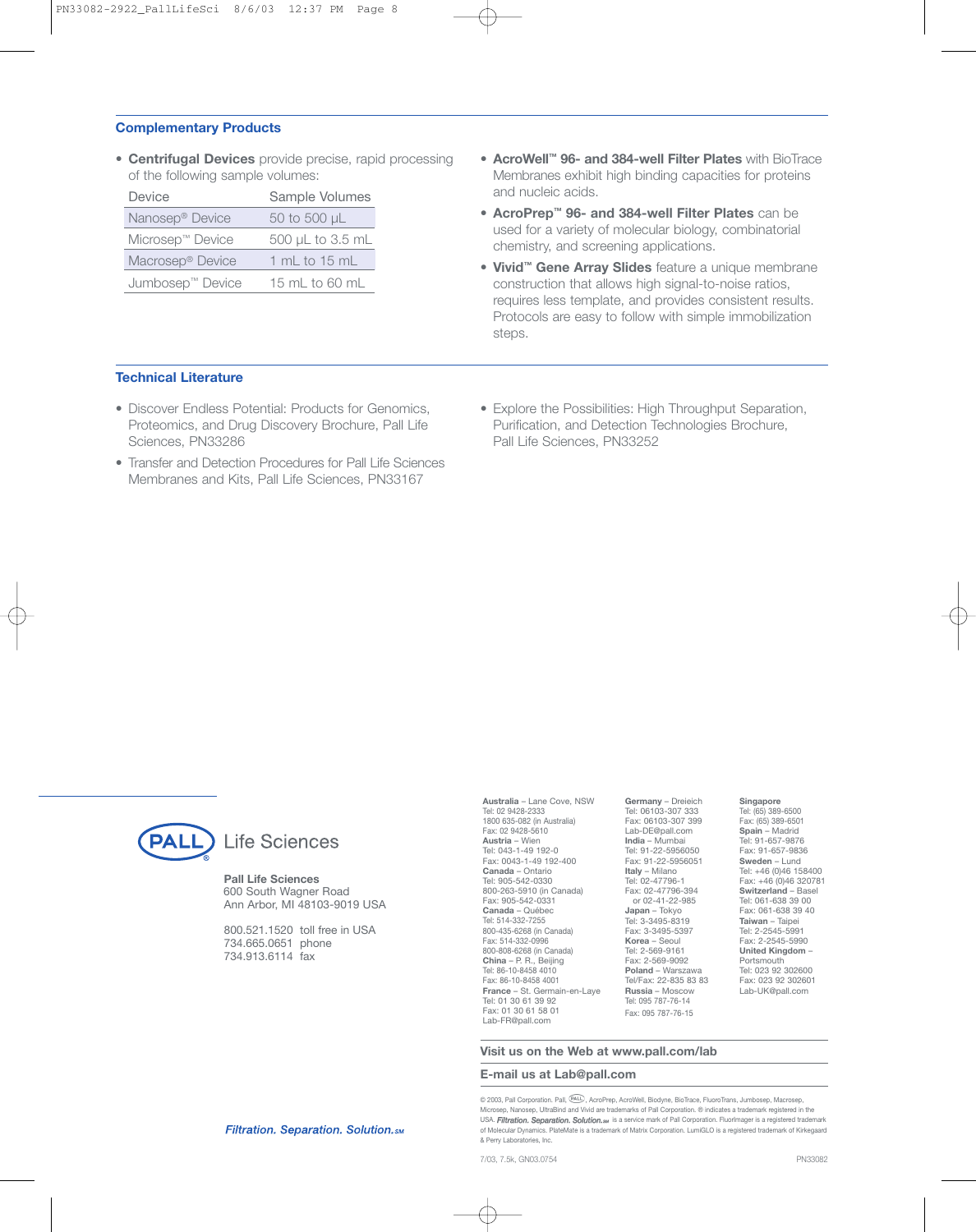## Complementary Products

- **Centrifugal Devices** provide precise, rapid processing of the following sample volumes:

| Device | Sample Volumes |
|---|---|
| Nanosep® Device | 50 to 500 µL |
| Microsep™ Device | 500 µL to 3.5 mL |
| Macrosep® Device | 1 mL to 15 mL |
| Jumbosep™ Device | 15 mL to 60 mL |

- **AcroWell™ 96- and 384-well Filter Plates** with BioTrace Membranes exhibit high binding capacities for proteins and nucleic acids.
- **AcroPrep™ 96- and 384-well Filter Plates** can be used for a variety of molecular biology, combinatorial chemistry, and screening applications.
- **Vivid™ Gene Array Slides** feature a unique membrane construction that allows high signal-to-noise ratios, requires less template, and provides consistent results. Protocols are easy to follow with simple immobilization steps.

## Technical Literature

- Discover Endless Potential: Products for Genomics, Proteomics, and Drug Discovery Brochure, Pall Life Sciences, PN33286
- Transfer and Detection Procedures for Pall Life Sciences Membranes and Kits, Pall Life Sciences, PN33167
- Explore the Possibilities: High Throughput Separation, Purification, and Detection Technologies Brochure, Pall Life Sciences, PN33252

PALL Life Sciences

**Pall Life Sciences**
600 South Wagner Road
Ann Arbor, MI 48103-9019 USA

800.521.1520 toll free in USA
734.665.0651 phone
734.913.6114 fax

**Australia** – Lane Cove, NSW
Tel: 02 9428-2333
1800 635-082 (in Australia)
Fax: 02 9428-5610
**Austria** – Wien
Tel: 043-1-49 192-0
Fax: 0043-1-49 192-400
**Canada** – Ontario
Tel: 905-542-0330
800-263-5910 (in Canada)
Fax: 905-542-0331
**Canada** – Québec
Tel: 514-332-7255
800-435-6268 (in Canada)
Fax: 514-332-0996
800-808-6268 (in Canada)
**China** – P. R., Beijing
Tel: 86-10-8458 4010
Fax: 86-10-8458 4001
**France** – St. Germain-en-Laye
Tel: 01 30 61 39 92
Fax: 01 30 61 58 01
Lab-FR@pall.com

**Germany** – Dreieich
Tel: 06103-307 333
Fax: 06103-307 399
Lab-DE@pall.com
**India** – Mumbai
Tel: 91-22-5956050
Fax: 91-22-5956051
**Italy** – Milano
Tel: 02-47796-1
Fax: 02-47796-394
or 02-41-22-985
**Japan** – Tokyo
Tel: 3-3495-8319
Fax: 3-3495-5397
**Korea** – Seoul
Tel: 2-569-9161
Fax: 2-569-9092
**Poland** – Warszawa
Tel/Fax: 22-835 83 83
**Russia** – Moscow
Tel: 095 787-76-14
Fax: 095 787-76-15

**Singapore**
Tel: (65) 389-6500
Fax: (65) 389-6501
**Spain** – Madrid
Tel: 91-657-9876
Fax: 91-657-9836
**Sweden** – Lund
Tel: +46 (0)46 158400
Fax: +46 (0)46 320781
**Switzerland** – Basel
Tel: 061-638 39 00
Fax: 061-638 39 40
**Taiwan** – Taipei
Tel: 2-2545-5991
Fax: 2-2545-5990
**United Kingdom** – Portsmouth
Tel: 023 92 302600
Fax: 023 92 302601
Lab-UK@pall.com

**Visit us on the Web at www.pall.com/lab**

**E-mail us at Lab@pall.com**

© 2003, Pall Corporation. Pall, PALL, AcroPrep, AcroWell, Biodyne, BioTrace, FluoroTrans, Jumbosep, Macrosep, Microsep, Nanosep, UltraBind and Vivid are trademarks of Pall Corporation. ® indicates a trademark registered in the USA. *Filtration. Separation. Solution.*SM is a service mark of Pall Corporation. FluorImager is a registered trademark of Molecular Dynamics. PlateMate is a trademark of Matrix Corporation. LumiGLO is a registered trademark of Kirkegaard & Perry Laboratories, Inc.

*Filtration. Separation. Solution.*SM

7/03, 7.5k, GN03.0754 PN33082